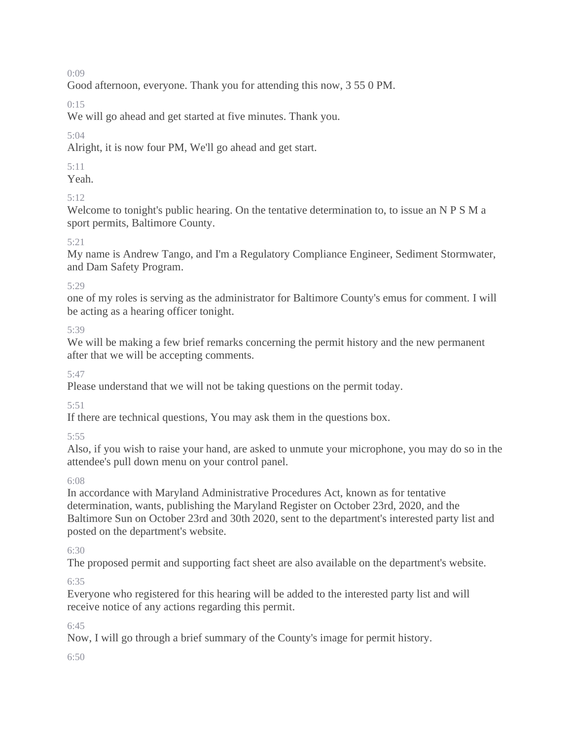0:09

Good afternoon, everyone. Thank you for attending this now, 3 55 0 PM.

0:15

We will go ahead and get started at five minutes. Thank you.

5:04

Alright, it is now four PM, We'll go ahead and get start.

5:11

Yeah.

5:12

Welcome to tonight's public hearing. On the tentative determination to, to issue an N P S M a sport permits, Baltimore County.

5:21

My name is Andrew Tango, and I'm a Regulatory Compliance Engineer, Sediment Stormwater, and Dam Safety Program.

5:29

one of my roles is serving as the administrator for Baltimore County's emus for comment. I will be acting as a hearing officer tonight.

5:39

We will be making a few brief remarks concerning the permit history and the new permanent after that we will be accepting comments.

5:47

Please understand that we will not be taking questions on the permit today.

5:51

If there are technical questions, You may ask them in the questions box.

5:55

Also, if you wish to raise your hand, are asked to unmute your microphone, you may do so in the attendee's pull down menu on your control panel.

6:08

In accordance with Maryland Administrative Procedures Act, known as for tentative determination, wants, publishing the Maryland Register on October 23rd, 2020, and the Baltimore Sun on October 23rd and 30th 2020, sent to the department's interested party list and posted on the department's website.

6:30

The proposed permit and supporting fact sheet are also available on the department's website.

6:35

Everyone who registered for this hearing will be added to the interested party list and will receive notice of any actions regarding this permit.

6:45

Now, I will go through a brief summary of the County's image for permit history.

6:50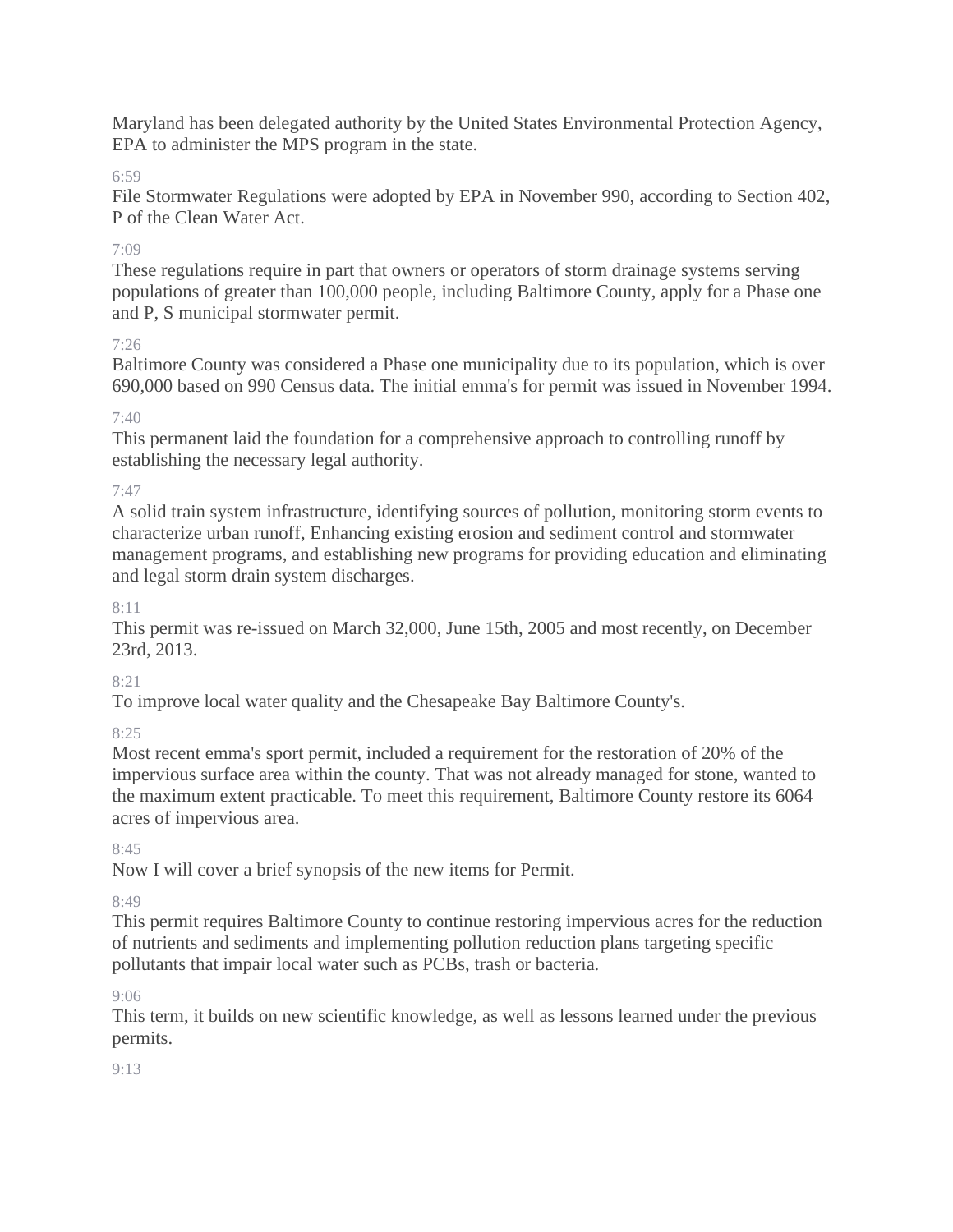Maryland has been delegated authority by the United States Environmental Protection Agency, EPA to administer the MPS program in the state.

6:59

File Stormwater Regulations were adopted by EPA in November 990, according to Section 402, P of the Clean Water Act.

7:09

These regulations require in part that owners or operators of storm drainage systems serving populations of greater than 100,000 people, including Baltimore County, apply for a Phase one and P, S municipal stormwater permit.

7:26

Baltimore County was considered a Phase one municipality due to its population, which is over 690,000 based on 990 Census data. The initial emma's for permit was issued in November 1994.

7:40

This permanent laid the foundation for a comprehensive approach to controlling runoff by establishing the necessary legal authority.

7:47

A solid train system infrastructure, identifying sources of pollution, monitoring storm events to characterize urban runoff, Enhancing existing erosion and sediment control and stormwater management programs, and establishing new programs for providing education and eliminating and legal storm drain system discharges.

8:11

This permit was re-issued on March 32,000, June 15th, 2005 and most recently, on December 23rd, 2013.

8:21

To improve local water quality and the Chesapeake Bay Baltimore County's.

8:25

Most recent emma's sport permit, included a requirement for the restoration of 20% of the impervious surface area within the county. That was not already managed for stone, wanted to the maximum extent practicable. To meet this requirement, Baltimore County restore its 6064 acres of impervious area.

8:45

Now I will cover a brief synopsis of the new items for Permit.

8:49

This permit requires Baltimore County to continue restoring impervious acres for the reduction of nutrients and sediments and implementing pollution reduction plans targeting specific pollutants that impair local water such as PCBs, trash or bacteria.

9:06

This term, it builds on new scientific knowledge, as well as lessons learned under the previous permits.

9:13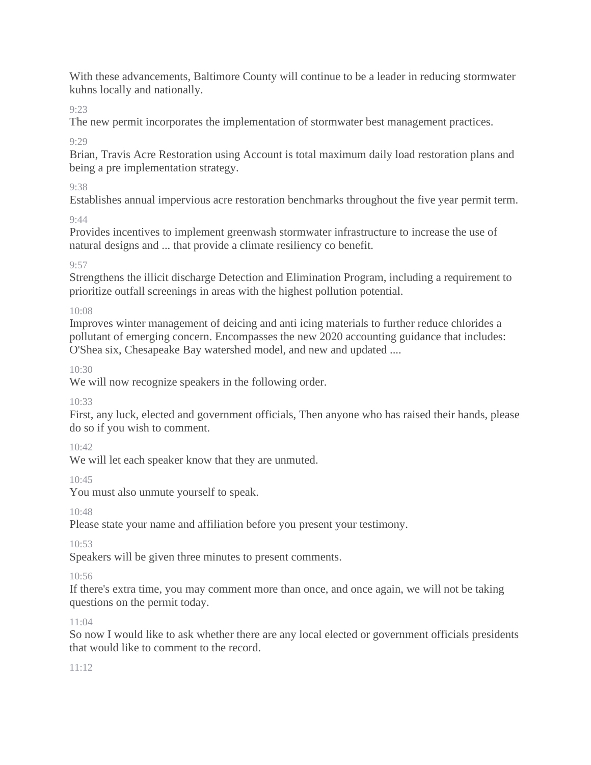With these advancements, Baltimore County will continue to be a leader in reducing stormwater kuhns locally and nationally.

9:23

The new permit incorporates the implementation of stormwater best management practices.

9:29

Brian, Travis Acre Restoration using Account is total maximum daily load restoration plans and being a pre implementation strategy.

9:38

Establishes annual impervious acre restoration benchmarks throughout the five year permit term.

9:44

Provides incentives to implement greenwash stormwater infrastructure to increase the use of natural designs and ... that provide a climate resiliency co benefit.

9:57

Strengthens the illicit discharge Detection and Elimination Program, including a requirement to prioritize outfall screenings in areas with the highest pollution potential.

10:08

Improves winter management of deicing and anti icing materials to further reduce chlorides a pollutant of emerging concern. Encompasses the new 2020 accounting guidance that includes: O'Shea six, Chesapeake Bay watershed model, and new and updated ....

10:30

We will now recognize speakers in the following order.

10:33

First, any luck, elected and government officials, Then anyone who has raised their hands, please do so if you wish to comment.

10:42

We will let each speaker know that they are unmuted.

10:45

You must also unmute yourself to speak.

10:48

Please state your name and affiliation before you present your testimony.

10:53

Speakers will be given three minutes to present comments.

10:56

If there's extra time, you may comment more than once, and once again, we will not be taking questions on the permit today.

11:04

So now I would like to ask whether there are any local elected or government officials presidents that would like to comment to the record.

11:12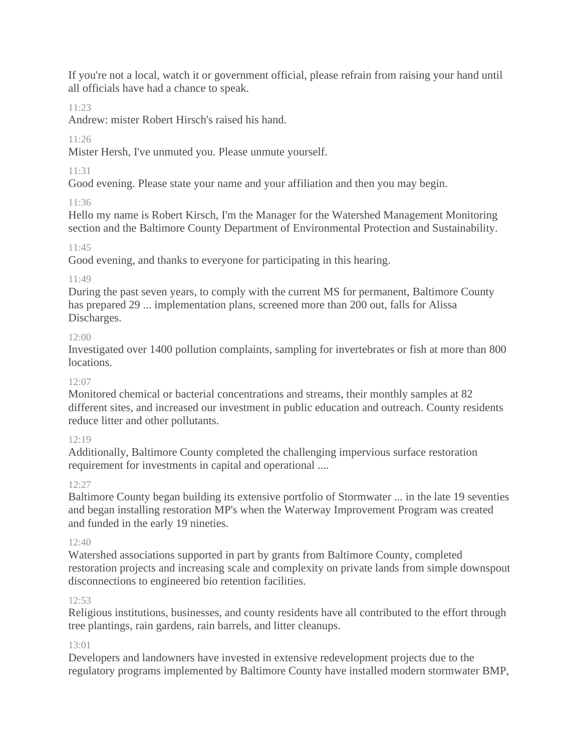If you're not a local, watch it or government official, please refrain from raising your hand until all officials have had a chance to speak.

11:23

Andrew: mister Robert Hirsch's raised his hand.

11:26

Mister Hersh, I've unmuted you. Please unmute yourself.

11:31

Good evening. Please state your name and your affiliation and then you may begin.

11:36

Hello my name is Robert Kirsch, I'm the Manager for the Watershed Management Monitoring section and the Baltimore County Department of Environmental Protection and Sustainability.

11:45

Good evening, and thanks to everyone for participating in this hearing.

11:49

During the past seven years, to comply with the current MS for permanent, Baltimore County has prepared 29 ... implementation plans, screened more than 200 out, falls for Alissa Discharges.

12:00

Investigated over 1400 pollution complaints, sampling for invertebrates or fish at more than 800 locations.

12:07

Monitored chemical or bacterial concentrations and streams, their monthly samples at 82 different sites, and increased our investment in public education and outreach. County residents reduce litter and other pollutants.

12:19

Additionally, Baltimore County completed the challenging impervious surface restoration requirement for investments in capital and operational ....

12:27

Baltimore County began building its extensive portfolio of Stormwater ... in the late 19 seventies and began installing restoration MP's when the Waterway Improvement Program was created and funded in the early 19 nineties.

12:40

Watershed associations supported in part by grants from Baltimore County, completed restoration projects and increasing scale and complexity on private lands from simple downspout disconnections to engineered bio retention facilities.

12:53

Religious institutions, businesses, and county residents have all contributed to the effort through tree plantings, rain gardens, rain barrels, and litter cleanups.

13:01

Developers and landowners have invested in extensive redevelopment projects due to the regulatory programs implemented by Baltimore County have installed modern stormwater BMP,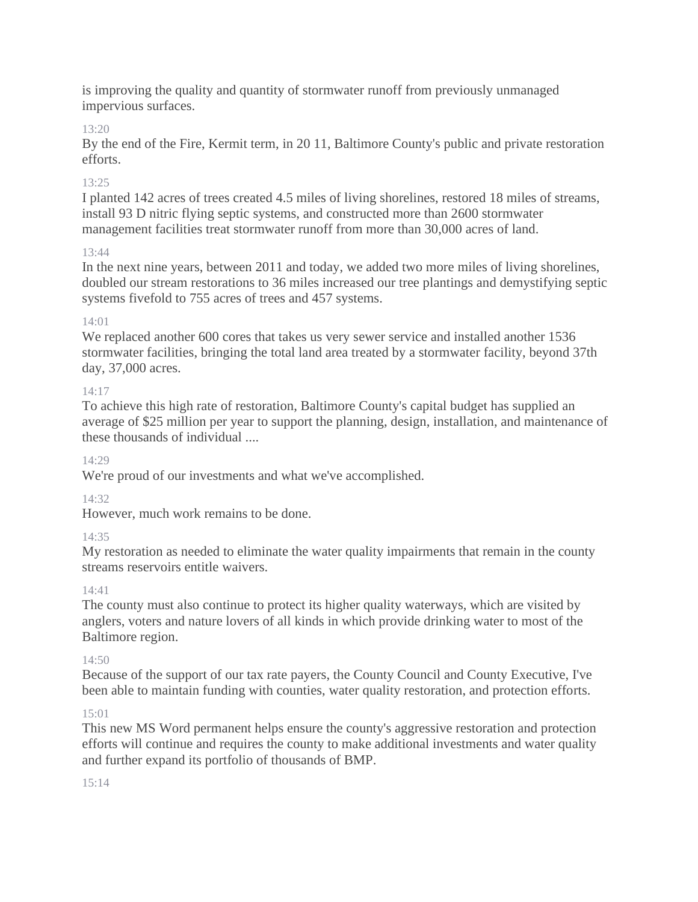is improving the quality and quantity of stormwater runoff from previously unmanaged impervious surfaces.

13:20

By the end of the Fire, Kermit term, in 20 11, Baltimore County's public and private restoration efforts.

13:25

I planted 142 acres of trees created 4.5 miles of living shorelines, restored 18 miles of streams, install 93 D nitric flying septic systems, and constructed more than 2600 stormwater management facilities treat stormwater runoff from more than 30,000 acres of land.

13:44

In the next nine years, between 2011 and today, we added two more miles of living shorelines, doubled our stream restorations to 36 miles increased our tree plantings and demystifying septic systems fivefold to 755 acres of trees and 457 systems.

14:01

We replaced another 600 cores that takes us very sewer service and installed another 1536 stormwater facilities, bringing the total land area treated by a stormwater facility, beyond 37th day, 37,000 acres.

14:17

To achieve this high rate of restoration, Baltimore County's capital budget has supplied an average of $25 million per year to support the planning, design, installation, and maintenance of these thousands of individual ....

14:29

We're proud of our investments and what we've accomplished.

14:32

However, much work remains to be done.

14:35

My restoration as needed to eliminate the water quality impairments that remain in the county streams reservoirs entitle waivers.

14:41

The county must also continue to protect its higher quality waterways, which are visited by anglers, voters and nature lovers of all kinds in which provide drinking water to most of the Baltimore region.

14:50

Because of the support of our tax rate payers, the County Council and County Executive, I've been able to maintain funding with counties, water quality restoration, and protection efforts.

15:01

This new MS Word permanent helps ensure the county's aggressive restoration and protection efforts will continue and requires the county to make additional investments and water quality and further expand its portfolio of thousands of BMP.

15:14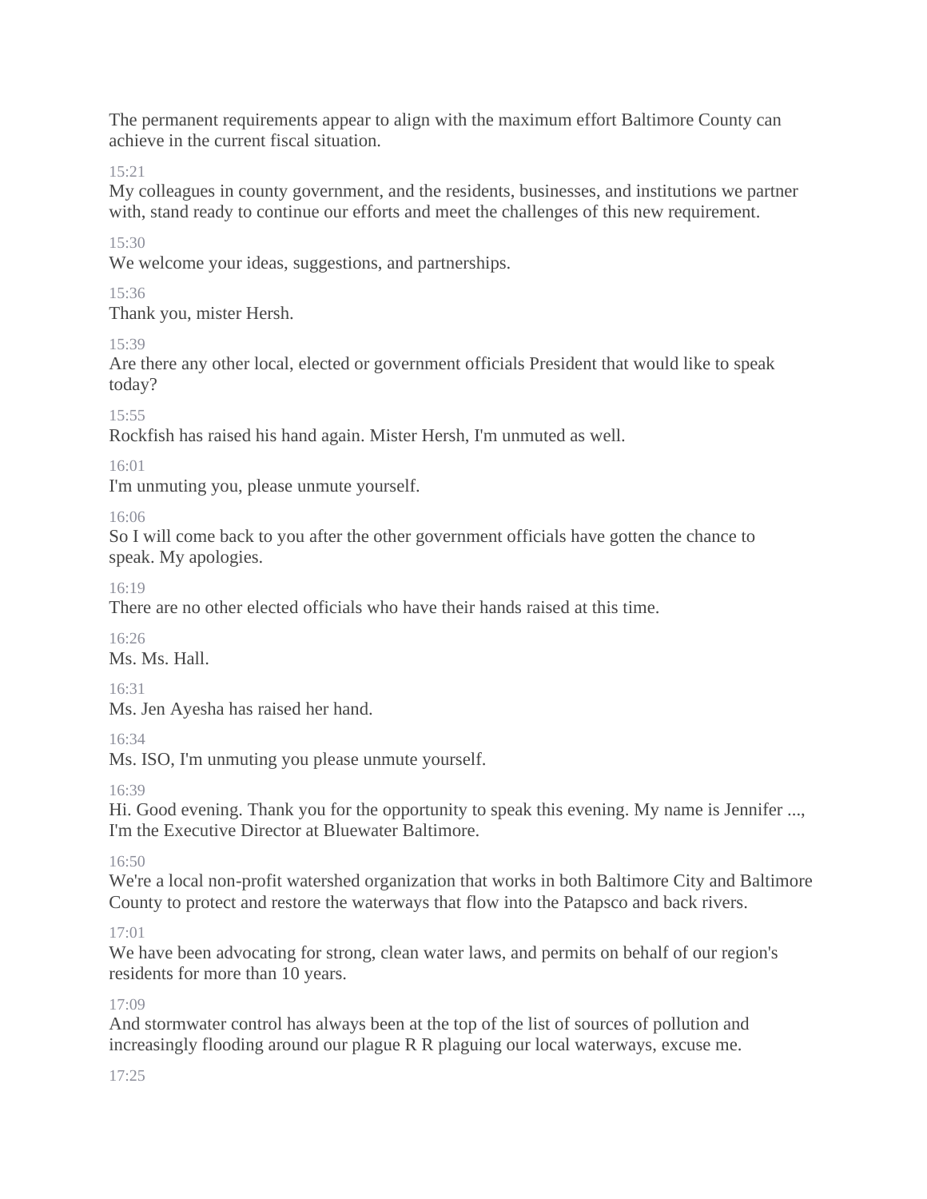The permanent requirements appear to align with the maximum effort Baltimore County can achieve in the current fiscal situation.

15:21

My colleagues in county government, and the residents, businesses, and institutions we partner with, stand ready to continue our efforts and meet the challenges of this new requirement.

15:30

We welcome your ideas, suggestions, and partnerships.

15:36

Thank you, mister Hersh.

15:39

Are there any other local, elected or government officials President that would like to speak today?

15:55

Rockfish has raised his hand again. Mister Hersh, I'm unmuted as well.

16:01

I'm unmuting you, please unmute yourself.

16:06

So I will come back to you after the other government officials have gotten the chance to speak. My apologies.

16:19

There are no other elected officials who have their hands raised at this time.

16:26

Ms. Ms. Hall.

16:31

Ms. Jen Ayesha has raised her hand.

16:34

Ms. ISO, I'm unmuting you please unmute yourself.

16:39

Hi. Good evening. Thank you for the opportunity to speak this evening. My name is Jennifer ..., I'm the Executive Director at Bluewater Baltimore.

16:50

We're a local non-profit watershed organization that works in both Baltimore City and Baltimore County to protect and restore the waterways that flow into the Patapsco and back rivers.

17:01

We have been advocating for strong, clean water laws, and permits on behalf of our region's residents for more than 10 years.

17:09

And stormwater control has always been at the top of the list of sources of pollution and increasingly flooding around our plague R R plaguing our local waterways, excuse me.

17:25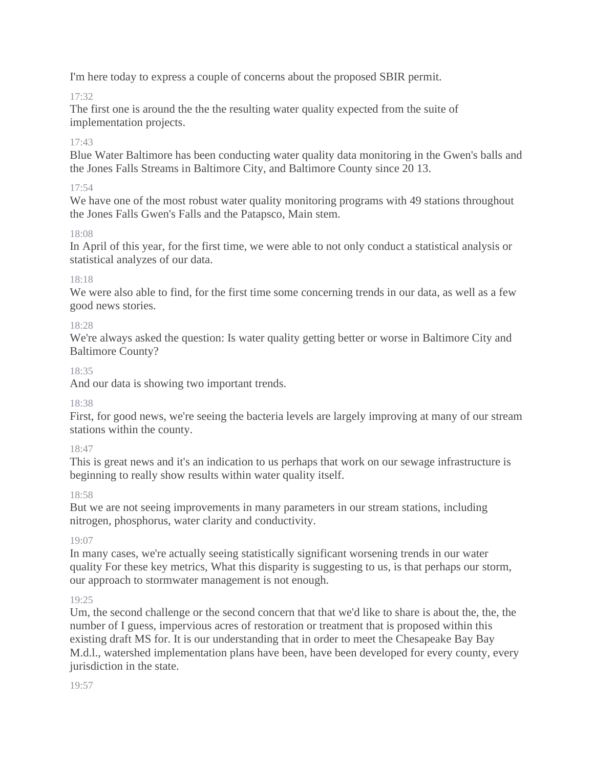I'm here today to express a couple of concerns about the proposed SBIR permit.

17:32

The first one is around the the the resulting water quality expected from the suite of implementation projects.

17:43

Blue Water Baltimore has been conducting water quality data monitoring in the Gwen's balls and the Jones Falls Streams in Baltimore City, and Baltimore County since 20 13.

17:54

We have one of the most robust water quality monitoring programs with 49 stations throughout the Jones Falls Gwen's Falls and the Patapsco, Main stem.

18:08

In April of this year, for the first time, we were able to not only conduct a statistical analysis or statistical analyzes of our data.

18:18

We were also able to find, for the first time some concerning trends in our data, as well as a few good news stories.

18:28

We're always asked the question: Is water quality getting better or worse in Baltimore City and Baltimore County?

18:35

And our data is showing two important trends.

18:38

First, for good news, we're seeing the bacteria levels are largely improving at many of our stream stations within the county.

18:47

This is great news and it's an indication to us perhaps that work on our sewage infrastructure is beginning to really show results within water quality itself.

18:58

But we are not seeing improvements in many parameters in our stream stations, including nitrogen, phosphorus, water clarity and conductivity.

19:07

In many cases, we're actually seeing statistically significant worsening trends in our water quality For these key metrics, What this disparity is suggesting to us, is that perhaps our storm, our approach to stormwater management is not enough.

19:25

Um, the second challenge or the second concern that that we'd like to share is about the, the, the number of I guess, impervious acres of restoration or treatment that is proposed within this existing draft MS for. It is our understanding that in order to meet the Chesapeake Bay Bay M.d.l., watershed implementation plans have been, have been developed for every county, every jurisdiction in the state.

19:57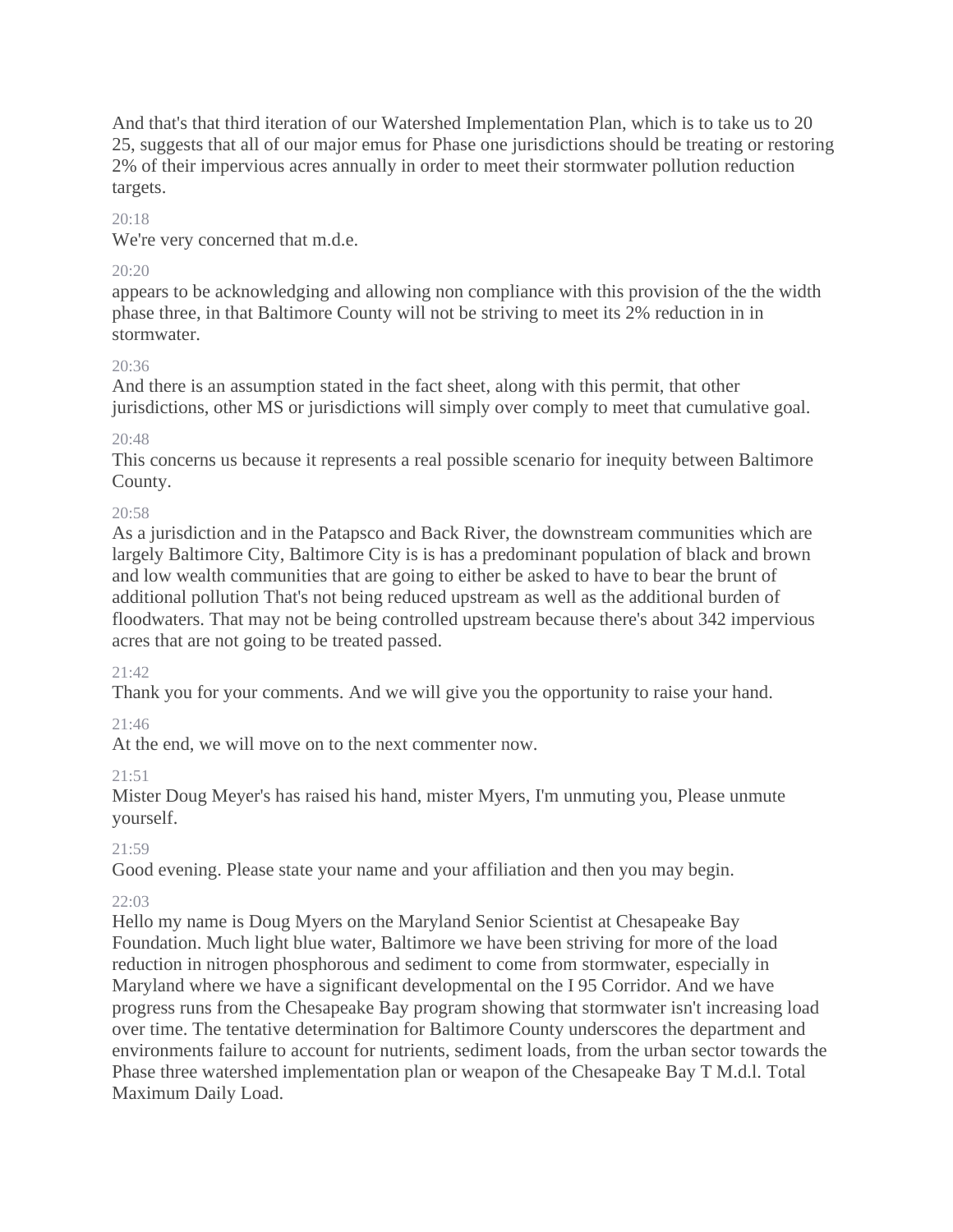And that's that third iteration of our Watershed Implementation Plan, which is to take us to 20 25, suggests that all of our major emus for Phase one jurisdictions should be treating or restoring 2% of their impervious acres annually in order to meet their stormwater pollution reduction targets.

20:18

We're very concerned that m.d.e.

20:20

appears to be acknowledging and allowing non compliance with this provision of the the width phase three, in that Baltimore County will not be striving to meet its 2% reduction in in stormwater.

20:36

And there is an assumption stated in the fact sheet, along with this permit, that other jurisdictions, other MS or jurisdictions will simply over comply to meet that cumulative goal.

20:48

This concerns us because it represents a real possible scenario for inequity between Baltimore County.

20:58

As a jurisdiction and in the Patapsco and Back River, the downstream communities which are largely Baltimore City, Baltimore City is is has a predominant population of black and brown and low wealth communities that are going to either be asked to have to bear the brunt of additional pollution That's not being reduced upstream as well as the additional burden of floodwaters. That may not be being controlled upstream because there's about 342 impervious acres that are not going to be treated passed.

21:42

Thank you for your comments. And we will give you the opportunity to raise your hand.

21:46

At the end, we will move on to the next commenter now.

21:51

Mister Doug Meyer's has raised his hand, mister Myers, I'm unmuting you, Please unmute yourself.

21:59

Good evening. Please state your name and your affiliation and then you may begin.

22:03

Hello my name is Doug Myers on the Maryland Senior Scientist at Chesapeake Bay Foundation. Much light blue water, Baltimore we have been striving for more of the load reduction in nitrogen phosphorous and sediment to come from stormwater, especially in Maryland where we have a significant developmental on the I 95 Corridor. And we have progress runs from the Chesapeake Bay program showing that stormwater isn't increasing load over time. The tentative determination for Baltimore County underscores the department and environments failure to account for nutrients, sediment loads, from the urban sector towards the Phase three watershed implementation plan or weapon of the Chesapeake Bay T M.d.l. Total Maximum Daily Load.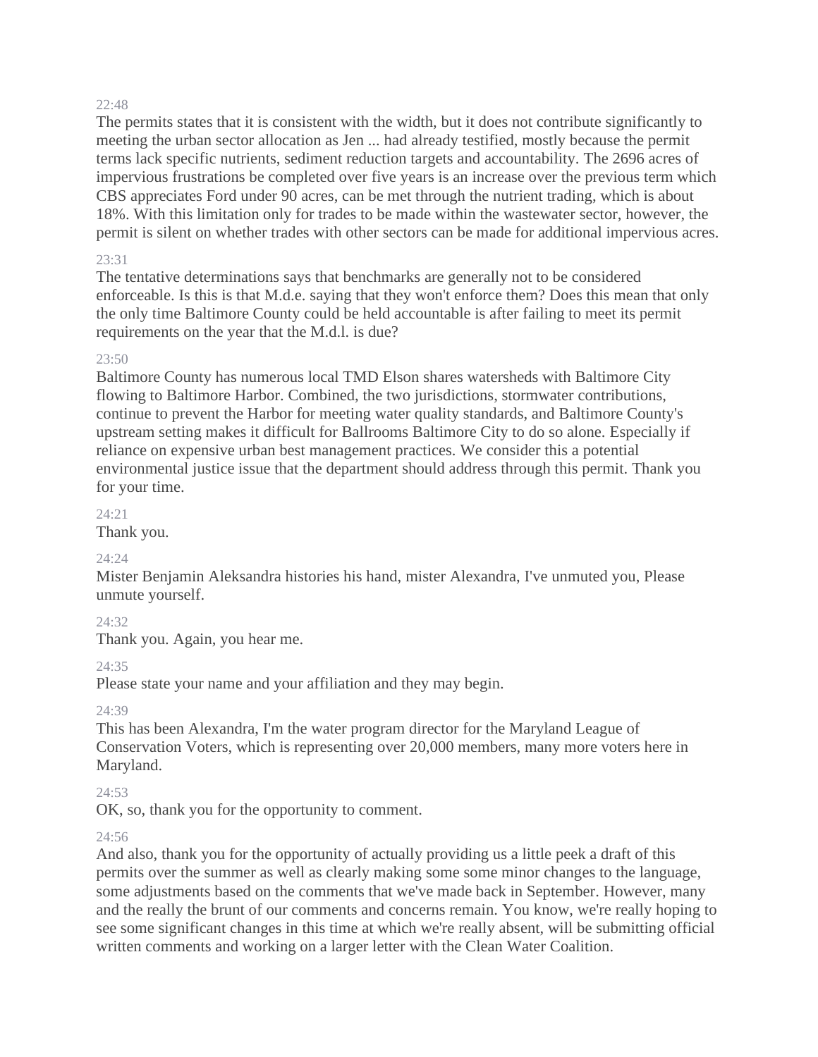22:48

The permits states that it is consistent with the width, but it does not contribute significantly to meeting the urban sector allocation as Jen ... had already testified, mostly because the permit terms lack specific nutrients, sediment reduction targets and accountability. The 2696 acres of impervious frustrations be completed over five years is an increase over the previous term which CBS appreciates Ford under 90 acres, can be met through the nutrient trading, which is about 18%. With this limitation only for trades to be made within the wastewater sector, however, the permit is silent on whether trades with other sectors can be made for additional impervious acres.

23:31

The tentative determinations says that benchmarks are generally not to be considered enforceable. Is this is that M.d.e. saying that they won't enforce them? Does this mean that only the only time Baltimore County could be held accountable is after failing to meet its permit requirements on the year that the M.d.l. is due?

23:50

Baltimore County has numerous local TMD Elson shares watersheds with Baltimore City flowing to Baltimore Harbor. Combined, the two jurisdictions, stormwater contributions, continue to prevent the Harbor for meeting water quality standards, and Baltimore County's upstream setting makes it difficult for Ballrooms Baltimore City to do so alone. Especially if reliance on expensive urban best management practices. We consider this a potential environmental justice issue that the department should address through this permit. Thank you for your time.

24:21

Thank you.

24:24

Mister Benjamin Aleksandra histories his hand, mister Alexandra, I've unmuted you, Please unmute yourself.

24:32

Thank you. Again, you hear me.

24:35

Please state your name and your affiliation and they may begin.

24:39

This has been Alexandra, I'm the water program director for the Maryland League of Conservation Voters, which is representing over 20,000 members, many more voters here in Maryland.

24:53

OK, so, thank you for the opportunity to comment.

24:56

And also, thank you for the opportunity of actually providing us a little peek a draft of this permits over the summer as well as clearly making some some minor changes to the language, some adjustments based on the comments that we've made back in September. However, many and the really the brunt of our comments and concerns remain. You know, we're really hoping to see some significant changes in this time at which we're really absent, will be submitting official written comments and working on a larger letter with the Clean Water Coalition.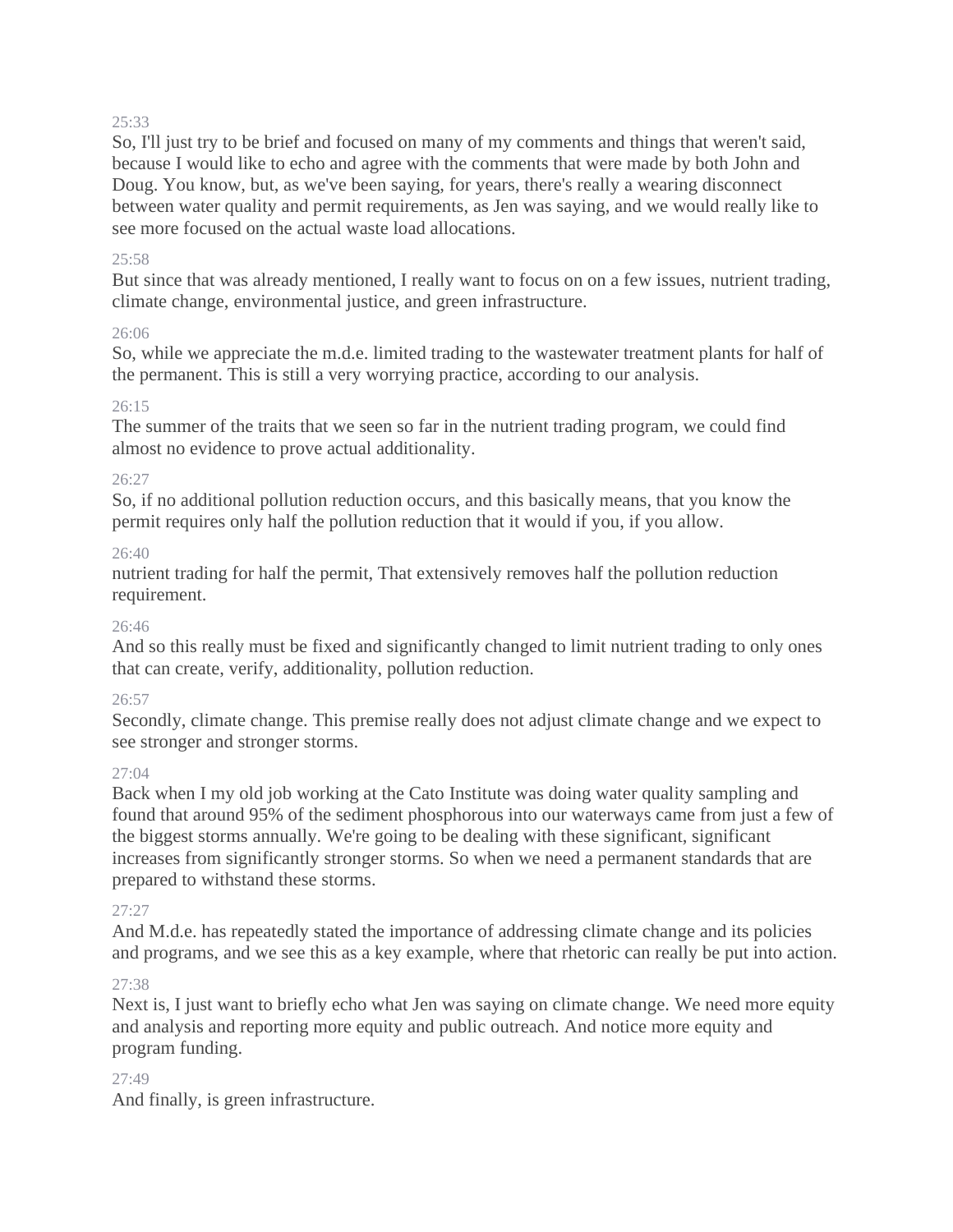25:33

So, I'll just try to be brief and focused on many of my comments and things that weren't said, because I would like to echo and agree with the comments that were made by both John and Doug. You know, but, as we've been saying, for years, there's really a wearing disconnect between water quality and permit requirements, as Jen was saying, and we would really like to see more focused on the actual waste load allocations.

25:58

But since that was already mentioned, I really want to focus on on a few issues, nutrient trading, climate change, environmental justice, and green infrastructure.

26:06

So, while we appreciate the m.d.e. limited trading to the wastewater treatment plants for half of the permanent. This is still a very worrying practice, according to our analysis.

26:15

The summer of the traits that we seen so far in the nutrient trading program, we could find almost no evidence to prove actual additionality.

26:27

So, if no additional pollution reduction occurs, and this basically means, that you know the permit requires only half the pollution reduction that it would if you, if you allow.

26:40

nutrient trading for half the permit, That extensively removes half the pollution reduction requirement.

26:46

And so this really must be fixed and significantly changed to limit nutrient trading to only ones that can create, verify, additionality, pollution reduction.

26:57

Secondly, climate change. This premise really does not adjust climate change and we expect to see stronger and stronger storms.

27:04

Back when I my old job working at the Cato Institute was doing water quality sampling and found that around 95% of the sediment phosphorous into our waterways came from just a few of the biggest storms annually. We're going to be dealing with these significant, significant increases from significantly stronger storms. So when we need a permanent standards that are prepared to withstand these storms.

27:27

And M.d.e. has repeatedly stated the importance of addressing climate change and its policies and programs, and we see this as a key example, where that rhetoric can really be put into action.

27:38

Next is, I just want to briefly echo what Jen was saying on climate change. We need more equity and analysis and reporting more equity and public outreach. And notice more equity and program funding.

27:49

And finally, is green infrastructure.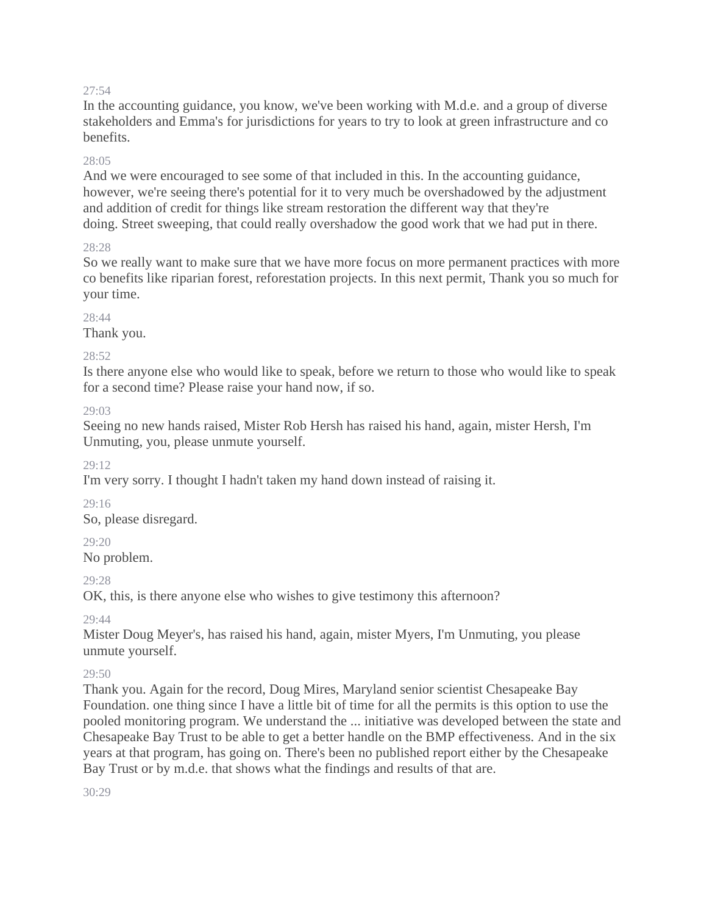27:54

In the accounting guidance, you know, we've been working with M.d.e. and a group of diverse stakeholders and Emma's for jurisdictions for years to try to look at green infrastructure and co benefits.

28:05

And we were encouraged to see some of that included in this. In the accounting guidance, however, we're seeing there's potential for it to very much be overshadowed by the adjustment and addition of credit for things like stream restoration the different way that they're doing. Street sweeping, that could really overshadow the good work that we had put in there.

28:28

So we really want to make sure that we have more focus on more permanent practices with more co benefits like riparian forest, reforestation projects. In this next permit, Thank you so much for your time.

28:44

Thank you.

28:52

Is there anyone else who would like to speak, before we return to those who would like to speak for a second time? Please raise your hand now, if so.

29:03

Seeing no new hands raised, Mister Rob Hersh has raised his hand, again, mister Hersh, I'm Unmuting, you, please unmute yourself.

29:12

I'm very sorry. I thought I hadn't taken my hand down instead of raising it.

29:16

So, please disregard.

29:20

No problem.

29:28

OK, this, is there anyone else who wishes to give testimony this afternoon?

29:44

Mister Doug Meyer's, has raised his hand, again, mister Myers, I'm Unmuting, you please unmute yourself.

29:50

Thank you. Again for the record, Doug Mires, Maryland senior scientist Chesapeake Bay Foundation. one thing since I have a little bit of time for all the permits is this option to use the pooled monitoring program. We understand the ... initiative was developed between the state and Chesapeake Bay Trust to be able to get a better handle on the BMP effectiveness. And in the six years at that program, has going on. There's been no published report either by the Chesapeake Bay Trust or by m.d.e. that shows what the findings and results of that are.

30:29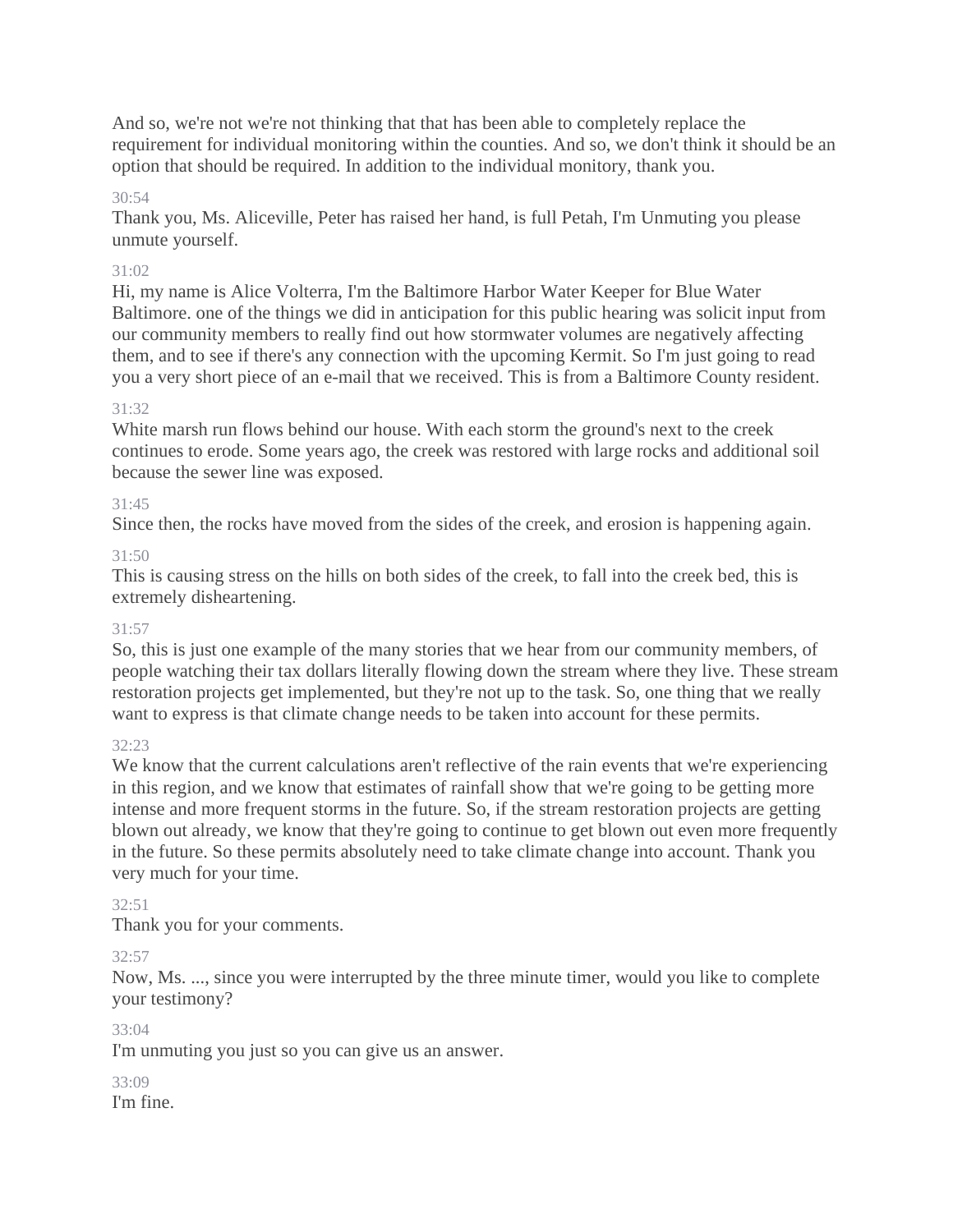And so, we're not we're not thinking that that has been able to completely replace the requirement for individual monitoring within the counties. And so, we don't think it should be an option that should be required. In addition to the individual monitory, thank you.

30:54

Thank you, Ms. Aliceville, Peter has raised her hand, is full Petah, I'm Unmuting you please unmute yourself.

31:02

Hi, my name is Alice Volterra, I'm the Baltimore Harbor Water Keeper for Blue Water Baltimore. one of the things we did in anticipation for this public hearing was solicit input from our community members to really find out how stormwater volumes are negatively affecting them, and to see if there's any connection with the upcoming Kermit. So I'm just going to read you a very short piece of an e-mail that we received. This is from a Baltimore County resident.

31:32

White marsh run flows behind our house. With each storm the ground's next to the creek continues to erode. Some years ago, the creek was restored with large rocks and additional soil because the sewer line was exposed.

31:45

Since then, the rocks have moved from the sides of the creek, and erosion is happening again.

31:50

This is causing stress on the hills on both sides of the creek, to fall into the creek bed, this is extremely disheartening.

31:57

So, this is just one example of the many stories that we hear from our community members, of people watching their tax dollars literally flowing down the stream where they live. These stream restoration projects get implemented, but they're not up to the task. So, one thing that we really want to express is that climate change needs to be taken into account for these permits.

32:23

We know that the current calculations aren't reflective of the rain events that we're experiencing in this region, and we know that estimates of rainfall show that we're going to be getting more intense and more frequent storms in the future. So, if the stream restoration projects are getting blown out already, we know that they're going to continue to get blown out even more frequently in the future. So these permits absolutely need to take climate change into account. Thank you very much for your time.

32:51

Thank you for your comments.

32:57

Now, Ms. ..., since you were interrupted by the three minute timer, would you like to complete your testimony?

33:04

I'm unmuting you just so you can give us an answer.

33:09

I'm fine.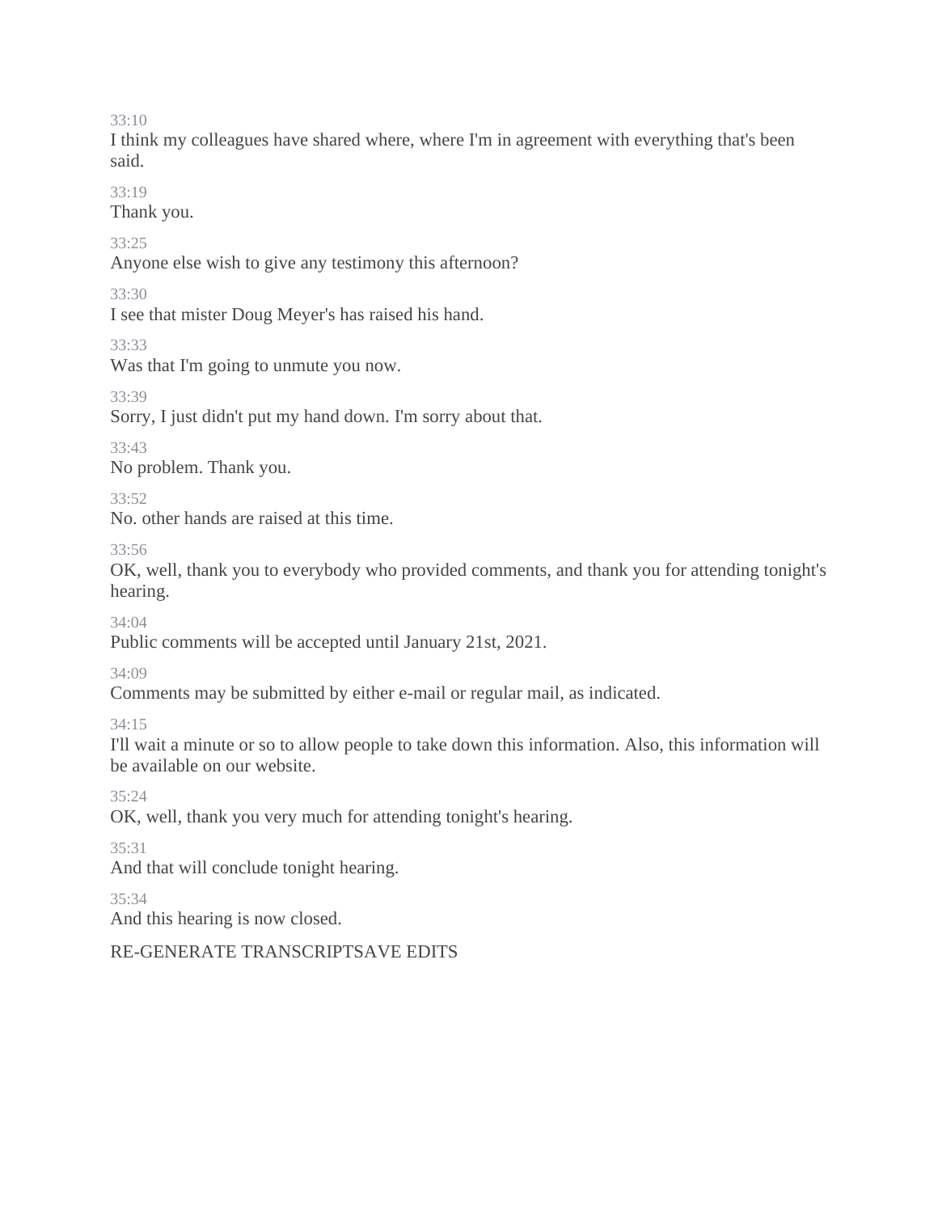33:10

I think my colleagues have shared where, where I'm in agreement with everything that's been said.

33:19

Thank you.

33:25

Anyone else wish to give any testimony this afternoon?

33:30

I see that mister Doug Meyer's has raised his hand.

33:33

Was that I'm going to unmute you now.

33:39

Sorry, I just didn't put my hand down. I'm sorry about that.

33:43

No problem. Thank you.

33:52

No. other hands are raised at this time.

33:56

OK, well, thank you to everybody who provided comments, and thank you for attending tonight's hearing.

34:04

Public comments will be accepted until January 21st, 2021.

34:09

Comments may be submitted by either e-mail or regular mail, as indicated.

34:15

I'll wait a minute or so to allow people to take down this information. Also, this information will be available on our website.

35:24

OK, well, thank you very much for attending tonight's hearing.

35:31

And that will conclude tonight hearing.

35:34

And this hearing is now closed.

RE-GENERATE TRANSCRIPTSAVE EDITS